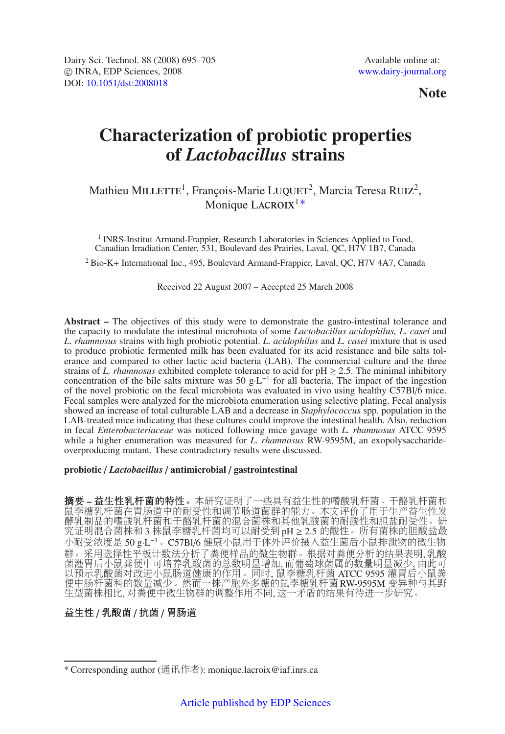Dairy Sci. Technol. 88 (2008) 695–705
© INRA, EDP Sciences, 2008
DOI: 10.1051/dst:2008018

Available online at:
www.dairy-journal.org

**Note**

# Characterization of probiotic properties of *Lactobacillus* strains

Mathieu MILLETTE[1], François-Marie LUQUET[2], Marcia Teresa RUIZ[2], Monique LACROIX[1*]

[1] INRS-Institut Armand-Frappier, Research Laboratories in Sciences Applied to Food, Canadian Irradiation Center, 531, Boulevard des Prairies, Laval, QC, H7V 1B7, Canada

[2] Bio-K+ International Inc., 495, Boulevard Armand-Frappier, Laval, QC, H7V 4A7, Canada

Received 22 August 2007 – Accepted 25 March 2008

**Abstract –** The objectives of this study were to demonstrate the gastro-intestinal tolerance and the capacity to modulate the intestinal microbiota of some *Lactobacillus acidophilus, L. casei* and *L. rhamnosus* strains with high probiotic potential. *L. acidophilus* and *L. casei* mixture that is used to produce probiotic fermented milk has been evaluated for its acid resistance and bile salts tolerance and compared to other lactic acid bacteria (LAB). The commercial culture and the three strains of *L. rhamnosus* exhibited complete tolerance to acid for pH ≥ 2.5. The minimal inhibitory concentration of the bile salts mixture was 50 $g \cdot L^{-1}$ for all bacteria. The impact of the ingestion of the novel probiotic on the fecal microbiota was evaluated in vivo using healthy C57Bl/6 mice. Fecal samples were analyzed for the microbiota enumeration using selective plating. Fecal analysis showed an increase of total culturable LAB and a decrease in *Staphylococcus* spp. population in the LAB-treated mice indicating that these cultures could improve the intestinal health. Also, reduction in fecal *Enterobacteriaceae* was noticed following mice gavage with *L. rhamnosus* ATCC 9595 while a higher enumeration was measured for *L. rhamnosus* RW-9595M, an exopolysaccharide-overproducing mutant. These contradictory results were discussed.

**probiotic / *Lactobacillus* / antimicrobial / gastrointestinal**

**摘要 – 益生性乳杆菌的特性。** 本研究证明了一些具有益生性的嗜酸乳杆菌、干酪乳杆菌和鼠李糖乳杆菌在胃肠道中的耐受性和调节肠道菌群的能力。本文评价了用于生产益生性发酵乳制品的嗜酸乳杆菌和干酪乳杆菌的混合菌株和其他乳酸菌的耐酸性和胆盐耐受性。研究证明混合菌株和 3 株鼠李糖乳杆菌均可以耐受到 pH ≥ 2.5 的酸性。所有菌株的胆酸盐最小耐受浓度是 50 $g \cdot L^{-1}$。C57Bl/6 健康小鼠用于体外评价摄入益生菌后小鼠排泄物的微生物群。采用选择性平板计数法分析了粪便样品的微生物群。根据对粪便分析的结果表明, 乳酸菌灌胃后小鼠粪便中可培养乳酸菌的总数明显增加, 而葡萄球菌属的数量明显减少, 由此可以预示乳酸菌对改进小鼠肠道健康的作用。同时, 鼠李糖乳杆菌 ATCC 9595 灌胃后小鼠粪便中肠杆菌科的数量减少。然而一株产胞外多糖的鼠李糖乳杆菌 RW-9595M 变异种与其野生型菌株相比, 对粪便中微生物群的调整作用不同, 这一矛盾的结果有待进一步研究。

**益生性 / 乳酸菌 / 抗菌 / 胃肠道**

---

\* Corresponding author (通讯作者): monique.lacroix@iaf.inrs.ca

Article published by EDP Sciences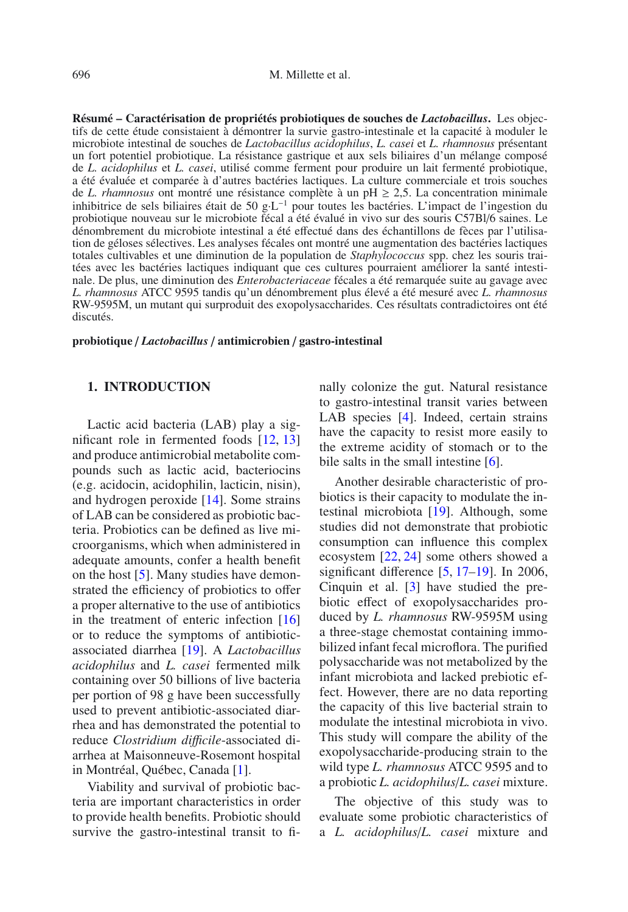**Résumé – Caractérisation de propriétés probiotiques de souches de *Lactobacillus*.** Les objectifs de cette étude consistaient à démontrer la survie gastro-intestinale et la capacité à moduler le microbiote intestinal de souches de *Lactobacillus acidophilus*, *L. casei* et *L. rhamnosus* présentant un fort potentiel probiotique. La résistance gastrique et aux sels biliaires d'un mélange composé de *L. acidophilus* et *L. casei*, utilisé comme ferment pour produire un lait fermenté probiotique, a été évaluée et comparée à d'autres bactéries lactiques. La culture commerciale et trois souches de *L. rhamnosus* ont montré une résistance complète à un pH ≥ 2,5. La concentration minimale inhibitrice de sels biliaires était de 50 $g \cdot L^{-1}$ pour toutes les bactéries. L'impact de l'ingestion du probiotique nouveau sur le microbiote fécal a été évalué in vivo sur des souris C57Bl/6 saines. Le dénombrement du microbiote intestinal a été effectué dans des échantillons de fèces par l'utilisation de géloses sélectives. Les analyses fécales ont montré une augmentation des bactéries lactiques totales cultivables et une diminution de la population de *Staphylococcus* spp. chez les souris traitées avec les bactéries lactiques indiquant que ces cultures pourraient améliorer la santé intestinale. De plus, une diminution des *Enterobacteriaceae* fécales a été remarquée suite au gavage avec *L. rhamnosus* ATCC 9595 tandis qu'un dénombrement plus élevé a été mesuré avec *L. rhamnosus* RW-9595M, un mutant qui surproduit des exopolysaccharides. Ces résultats contradictoires ont été discutés.

**probiotique / *Lactobacillus* / antimicrobien / gastro-intestinal**

## 1. INTRODUCTION

Lactic acid bacteria (LAB) play a significant role in fermented foods [12, 13] and produce antimicrobial metabolite compounds such as lactic acid, bacteriocins (e.g. acidocin, acidophilin, lacticin, nisin), and hydrogen peroxide [14]. Some strains of LAB can be considered as probiotic bacteria. Probiotics can be defined as live microorganisms, which when administered in adequate amounts, confer a health benefit on the host [5]. Many studies have demonstrated the efficiency of probiotics to offer a proper alternative to the use of antibiotics in the treatment of enteric infection [16] or to reduce the symptoms of antibiotic-associated diarrhea [19]. A *Lactobacillus acidophilus* and *L. casei* fermented milk containing over 50 billions of live bacteria per portion of 98 g have been successfully used to prevent antibiotic-associated diarrhea and has demonstrated the potential to reduce *Clostridium difficile*-associated diarrhea at Maisonneuve-Rosemont hospital in Montréal, Québec, Canada [1].

Viability and survival of probiotic bacteria are important characteristics in order to provide health benefits. Probiotic should survive the gastro-intestinal transit to finally colonize the gut. Natural resistance to gastro-intestinal transit varies between LAB species [4]. Indeed, certain strains have the capacity to resist more easily to the extreme acidity of stomach or to the bile salts in the small intestine [6].

Another desirable characteristic of probiotics is their capacity to modulate the intestinal microbiota [19]. Although, some studies did not demonstrate that probiotic consumption can influence this complex ecosystem [22, 24] some others showed a significant difference [5, 17–19]. In 2006, Cinquin et al. [3] have studied the prebiotic effect of exopolysaccharides produced by *L. rhamnosus* RW-9595M using a three-stage chemostat containing immobilized infant fecal microflora. The purified polysaccharide was not metabolized by the infant microbiota and lacked prebiotic effect. However, there are no data reporting the capacity of this live bacterial strain to modulate the intestinal microbiota in vivo. This study will compare the ability of the exopolysaccharide-producing strain to the wild type *L. rhamnosus* ATCC 9595 and to a probiotic *L. acidophilus*/*L. casei* mixture.

The objective of this study was to evaluate some probiotic characteristics of a *L. acidophilus*/*L. casei* mixture and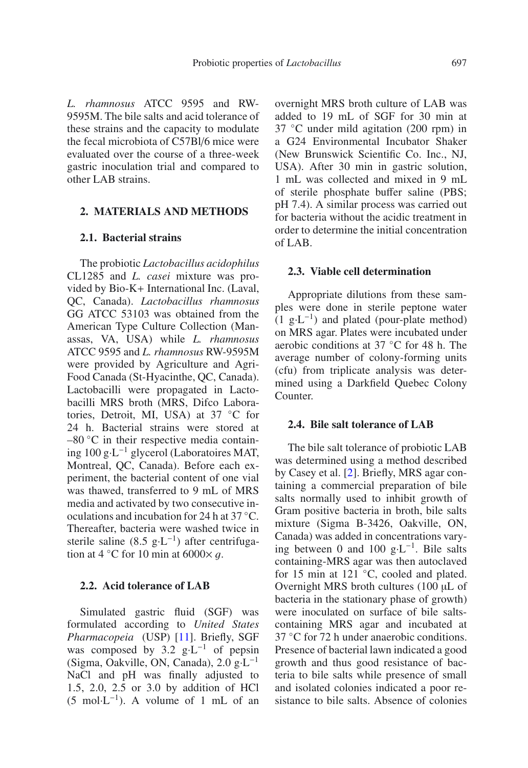*L. rhamnosus* ATCC 9595 and RW-9595M. The bile salts and acid tolerance of these strains and the capacity to modulate the fecal microbiota of C57Bl/6 mice were evaluated over the course of a three-week gastric inoculation trial and compared to other LAB strains.

## 2. MATERIALS AND METHODS

### 2.1. Bacterial strains

The probiotic *Lactobacillus acidophilus* CL1285 and *L. casei* mixture was provided by Bio-K+ International Inc. (Laval, QC, Canada). *Lactobacillus rhamnosus* GG ATCC 53103 was obtained from the American Type Culture Collection (Manassas, VA, USA) while *L. rhamnosus* ATCC 9595 and *L. rhamnosus* RW-9595M were provided by Agriculture and Agri-Food Canada (St-Hyacinthe, QC, Canada). Lactobacilli were propagated in Lactobacilli MRS broth (MRS, Difco Laboratories, Detroit, MI, USA) at 37 °C for 24 h. Bacterial strains were stored at –80 °C in their respective media containing 100 $g \cdot L^{-1}$ glycerol (Laboratoires MAT, Montreal, QC, Canada). Before each experiment, the bacterial content of one vial was thawed, transferred to 9 mL of MRS media and activated by two consecutive inoculations and incubation for 24 h at 37 °C. Thereafter, bacteria were washed twice in sterile saline (8.5 $g \cdot L^{-1}$) after centrifugation at 4 °C for 10 min at 6000× *g*.

### 2.2. Acid tolerance of LAB

Simulated gastric fluid (SGF) was formulated according to *United States Pharmacopeia* (USP) [11]. Briefly, SGF was composed by 3.2 $g \cdot L^{-1}$ of pepsin (Sigma, Oakville, ON, Canada), 2.0 $g \cdot L^{-1}$ NaCl and pH was finally adjusted to 1.5, 2.0, 2.5 or 3.0 by addition of HCl (5 $mol \cdot L^{-1}$). A volume of 1 mL of an overnight MRS broth culture of LAB was added to 19 mL of SGF for 30 min at 37 °C under mild agitation (200 rpm) in a G24 Environmental Incubator Shaker (New Brunswick Scientific Co. Inc., NJ, USA). After 30 min in gastric solution, 1 mL was collected and mixed in 9 mL of sterile phosphate buffer saline (PBS; pH 7.4). A similar process was carried out for bacteria without the acidic treatment in order to determine the initial concentration of LAB.

### 2.3. Viable cell determination

Appropriate dilutions from these samples were done in sterile peptone water (1 $g \cdot L^{-1}$) and plated (pour-plate method) on MRS agar. Plates were incubated under aerobic conditions at 37 °C for 48 h. The average number of colony-forming units (cfu) from triplicate analysis was determined using a Darkfield Quebec Colony Counter.

### 2.4. Bile salt tolerance of LAB

The bile salt tolerance of probiotic LAB was determined using a method described by Casey et al. [2]. Briefly, MRS agar containing a commercial preparation of bile salts normally used to inhibit growth of Gram positive bacteria in broth, bile salts mixture (Sigma B-3426, Oakville, ON, Canada) was added in concentrations varying between 0 and 100 $g \cdot L^{-1}$. Bile salts containing-MRS agar was then autoclaved for 15 min at 121 °C, cooled and plated. Overnight MRS broth cultures (100 μL of bacteria in the stationary phase of growth) were inoculated on surface of bile salts-containing MRS agar and incubated at 37 °C for 72 h under anaerobic conditions. Presence of bacterial lawn indicated a good growth and thus good resistance of bacteria to bile salts while presence of small and isolated colonies indicated a poor resistance to bile salts. Absence of colonies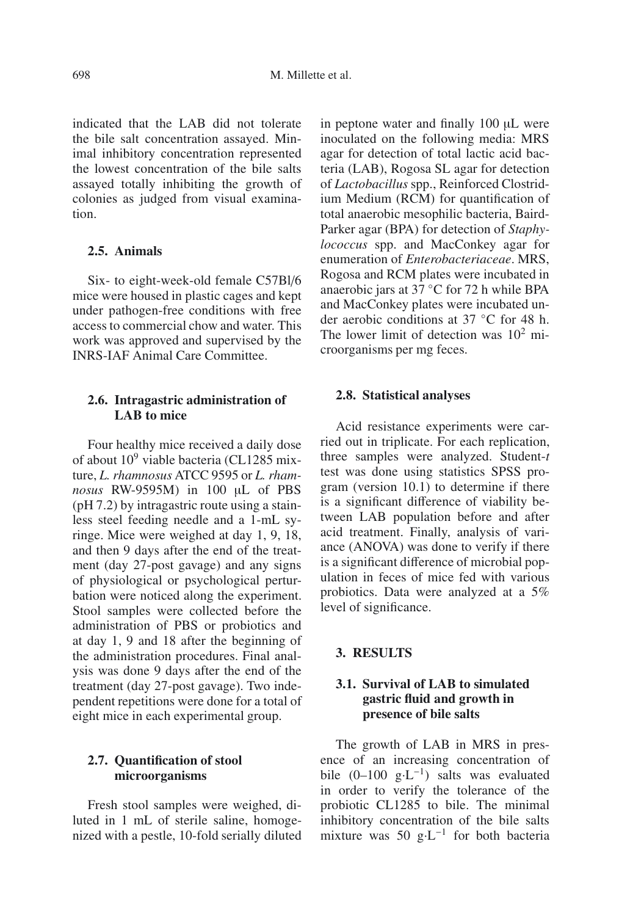indicated that the LAB did not tolerate the bile salt concentration assayed. Minimal inhibitory concentration represented the lowest concentration of the bile salts assayed totally inhibiting the growth of colonies as judged from visual examination.

### 2.5. Animals

Six- to eight-week-old female C57Bl/6 mice were housed in plastic cages and kept under pathogen-free conditions with free access to commercial chow and water. This work was approved and supervised by the INRS-IAF Animal Care Committee.

### 2.6. Intragastric administration of LAB to mice

Four healthy mice received a daily dose of about $10^9$ viable bacteria (CL1285 mixture, *L. rhamnosus* ATCC 9595 or *L. rhamnosus* RW-9595M) in 100 μL of PBS (pH 7.2) by intragastric route using a stainless steel feeding needle and a 1-mL syringe. Mice were weighed at day 1, 9, 18, and then 9 days after the end of the treatment (day 27-post gavage) and any signs of physiological or psychological perturbation were noticed along the experiment. Stool samples were collected before the administration of PBS or probiotics and at day 1, 9 and 18 after the beginning of the administration procedures. Final analysis was done 9 days after the end of the treatment (day 27-post gavage). Two independent repetitions were done for a total of eight mice in each experimental group.

### 2.7. Quantification of stool microorganisms

Fresh stool samples were weighed, diluted in 1 mL of sterile saline, homogenized with a pestle, 10-fold serially diluted in peptone water and finally 100 μL were inoculated on the following media: MRS agar for detection of total lactic acid bacteria (LAB), Rogosa SL agar for detection of *Lactobacillus* spp., Reinforced Clostridium Medium (RCM) for quantification of total anaerobic mesophilic bacteria, Baird-Parker agar (BPA) for detection of *Staphylococcus* spp. and MacConkey agar for enumeration of *Enterobacteriaceae*. MRS, Rogosa and RCM plates were incubated in anaerobic jars at 37 °C for 72 h while BPA and MacConkey plates were incubated under aerobic conditions at 37 °C for 48 h. The lower limit of detection was $10^2$ microorganisms per mg feces.

### 2.8. Statistical analyses

Acid resistance experiments were carried out in triplicate. For each replication, three samples were analyzed. Student-*t* test was done using statistics SPSS program (version 10.1) to determine if there is a significant difference of viability between LAB population before and after acid treatment. Finally, analysis of variance (ANOVA) was done to verify if there is a significant difference of microbial population in feces of mice fed with various probiotics. Data were analyzed at a 5% level of significance.

## 3. RESULTS

### 3.1. Survival of LAB to simulated gastric fluid and growth in presence of bile salts

The growth of LAB in MRS in presence of an increasing concentration of bile (0–100 $g \cdot L^{-1}$) salts was evaluated in order to verify the tolerance of the probiotic CL1285 to bile. The minimal inhibitory concentration of the bile salts mixture was 50 $g \cdot L^{-1}$ for both bacteria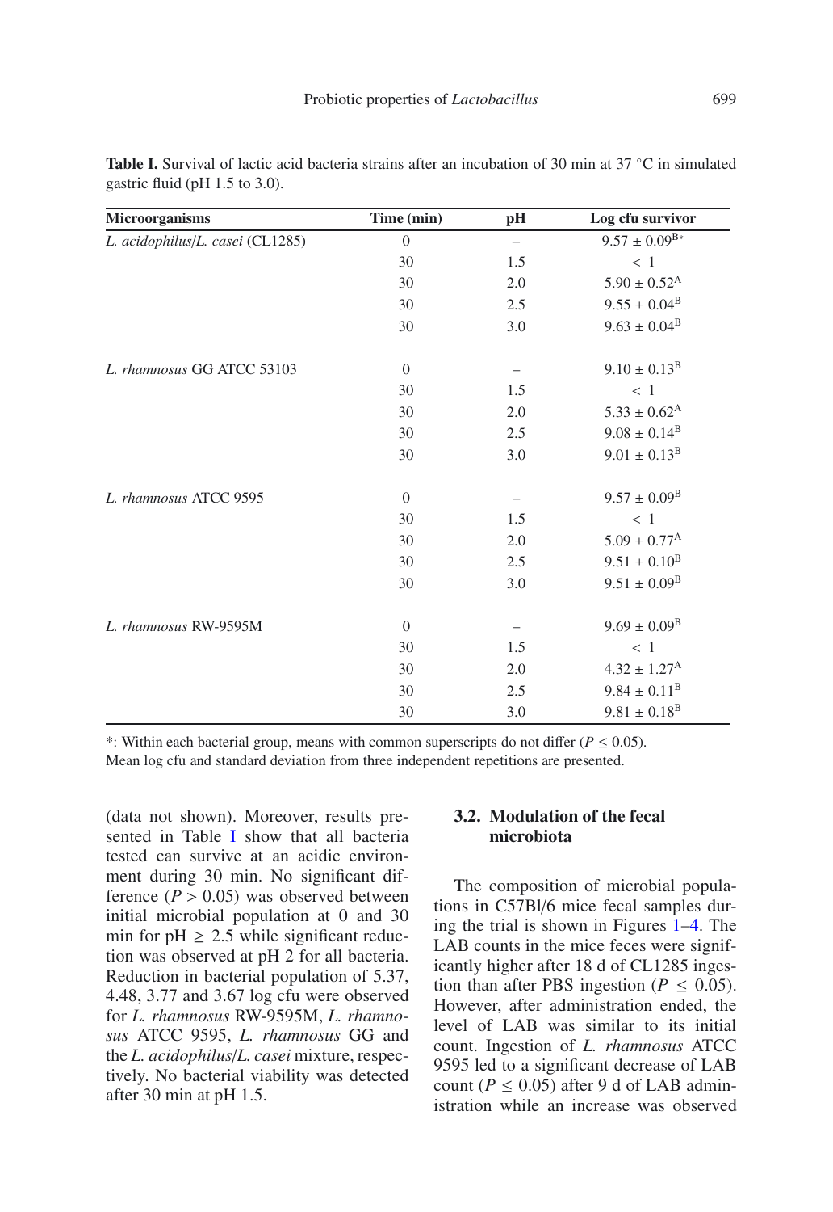**Table I.** Survival of lactic acid bacteria strains after an incubation of 30 min at 37 °C in simulated gastric fluid (pH 1.5 to 3.0).

| Microorganisms | Time (min) | pH | Log cfu survivor |
|---|---|---|---|
| *L. acidophilus*/*L. casei* (CL1285) | 0 | – | $9.57 \pm 0.09^{B*}$ |
| | 30 | 1.5 | < 1 |
| | 30 | 2.0 | $5.90 \pm 0.52^{A}$ |
| | 30 | 2.5 | $9.55 \pm 0.04^{B}$ |
| | 30 | 3.0 | $9.63 \pm 0.04^{B}$ |
| *L. rhamnosus* GG ATCC 53103 | 0 | – | $9.10 \pm 0.13^{B}$ |
| | 30 | 1.5 | < 1 |
| | 30 | 2.0 | $5.33 \pm 0.62^{A}$ |
| | 30 | 2.5 | $9.08 \pm 0.14^{B}$ |
| | 30 | 3.0 | $9.01 \pm 0.13^{B}$ |
| *L. rhamnosus* ATCC 9595 | 0 | – | $9.57 \pm 0.09^{B}$ |
| | 30 | 1.5 | < 1 |
| | 30 | 2.0 | $5.09 \pm 0.77^{A}$ |
| | 30 | 2.5 | $9.51 \pm 0.10^{B}$ |
| | 30 | 3.0 | $9.51 \pm 0.09^{B}$ |
| *L. rhamnosus* RW-9595M | 0 | – | $9.69 \pm 0.09^{B}$ |
| | 30 | 1.5 | < 1 |
| | 30 | 2.0 | $4.32 \pm 1.27^{A}$ |
| | 30 | 2.5 | $9.84 \pm 0.11^{B}$ |
| | 30 | 3.0 | $9.81 \pm 0.18^{B}$ |

*: Within each bacterial group, means with common superscripts do not differ ($P \leq 0.05$).
Mean log cfu and standard deviation from three independent repetitions are presented.

(data not shown). Moreover, results presented in Table I show that all bacteria tested can survive at an acidic environment during 30 min. No significant difference ($P > 0.05$) was observed between initial microbial population at 0 and 30 min for pH ≥ 2.5 while significant reduction was observed at pH 2 for all bacteria. Reduction in bacterial population of 5.37, 4.48, 3.77 and 3.67 log cfu were observed for *L. rhamnosus* RW-9595M, *L. rhamnosus* ATCC 9595, *L. rhamnosus* GG and the *L. acidophilus*/*L. casei* mixture, respectively. No bacterial viability was detected after 30 min at pH 1.5.

### 3.2. Modulation of the fecal microbiota

The composition of microbial populations in C57Bl/6 mice fecal samples during the trial is shown in Figures 1–4. The LAB counts in the mice feces were significantly higher after 18 d of CL1285 ingestion than after PBS ingestion ($P \leq 0.05$). However, after administration ended, the level of LAB was similar to its initial count. Ingestion of *L. rhamnosus* ATCC 9595 led to a significant decrease of LAB count ($P \leq 0.05$) after 9 d of LAB administration while an increase was observed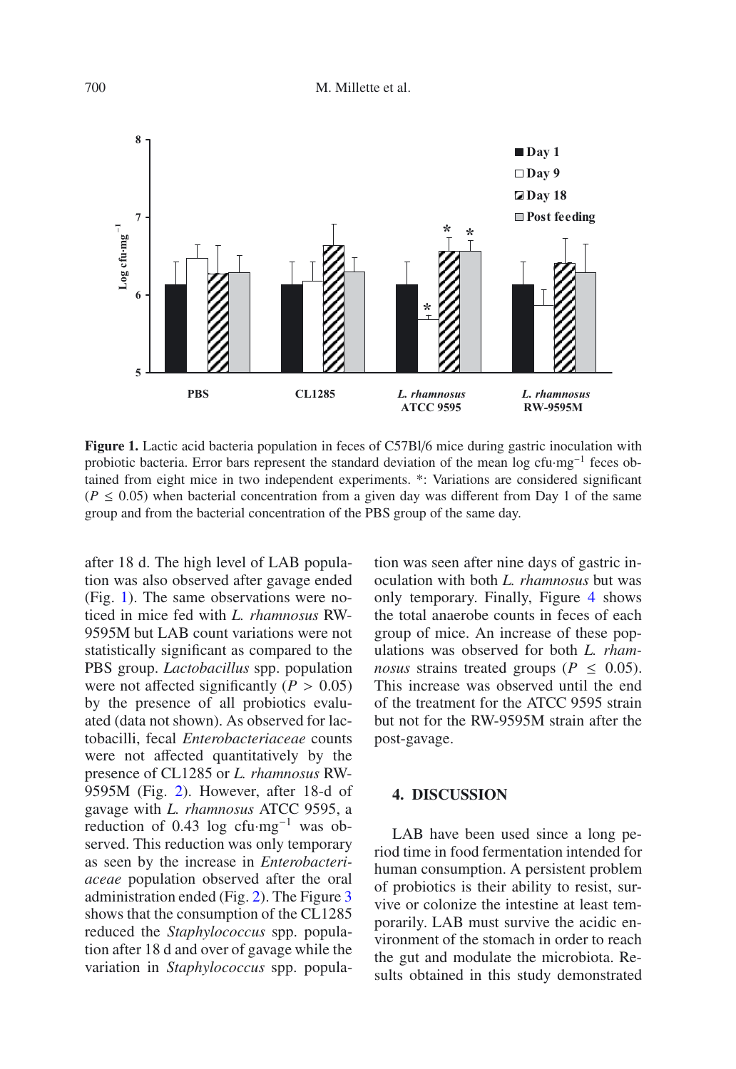**Figure 1.** Lactic acid bacteria population in feces of C57Bl/6 mice during gastric inoculation with probiotic bacteria. Error bars represent the standard deviation of the mean log cfu·mg$^{-1}$ feces obtained from eight mice in two independent experiments. *: Variations are considered significant ($P \leq 0.05$) when bacterial concentration from a given day was different from Day 1 of the same group and from the bacterial concentration of the PBS group of the same day.

after 18 d. The high level of LAB population was also observed after gavage ended (Fig. 1). The same observations were noticed in mice fed with *L. rhamnosus* RW-9595M but LAB count variations were not statistically significant as compared to the PBS group. *Lactobacillus* spp. population were not affected significantly ($P > 0.05$) by the presence of all probiotics evaluated (data not shown). As observed for lactobacilli, fecal *Enterobacteriaceae* counts were not affected quantitatively by the presence of CL1285 or *L. rhamnosus* RW-9595M (Fig. 2). However, after 18-d of gavage with *L. rhamnosus* ATCC 9595, a reduction of 0.43 log cfu·mg$^{-1}$ was observed. This reduction was only temporary as seen by the increase in *Enterobacteriaceae* population observed after the oral administration ended (Fig. 2). The Figure 3 shows that the consumption of the CL1285 reduced the *Staphylococcus* spp. population after 18 d and over of gavage while the variation in *Staphylococcus* spp. population was seen after nine days of gastric inoculation with both *L. rhamnosus* but was only temporary. Finally, Figure 4 shows the total anaerobe counts in feces of each group of mice. An increase of these populations was observed for both *L. rhamnosus* strains treated groups ($P \leq 0.05$). This increase was observed until the end of the treatment for the ATCC 9595 strain but not for the RW-9595M strain after the post-gavage.

## 4. DISCUSSION

LAB have been used since a long period time in food fermentation intended for human consumption. A persistent problem of probiotics is their ability to resist, survive or colonize the intestine at least temporarily. LAB must survive the acidic environment of the stomach in order to reach the gut and modulate the microbiota. Results obtained in this study demonstrated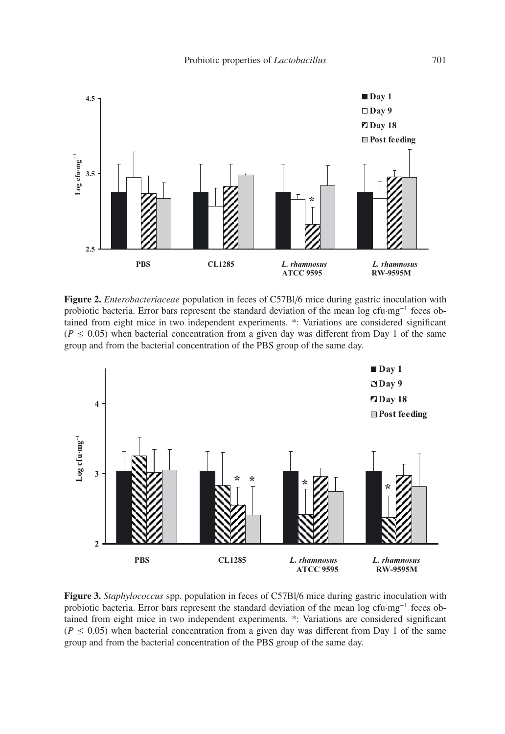**Figure 2.** *Enterobacteriaceae* population in feces of C57Bl/6 mice during gastric inoculation with probiotic bacteria. Error bars represent the standard deviation of the mean log cfu·mg$^{-1}$ feces obtained from eight mice in two independent experiments. *: Variations are considered significant ($P \leq 0.05$) when bacterial concentration from a given day was different from Day 1 of the same group and from the bacterial concentration of the PBS group of the same day.

**Figure 3.** *Staphylococcus* spp. population in feces of C57Bl/6 mice during gastric inoculation with probiotic bacteria. Error bars represent the standard deviation of the mean log cfu·mg$^{-1}$ feces obtained from eight mice in two independent experiments. *: Variations are considered significant ($P \leq 0.05$) when bacterial concentration from a given day was different from Day 1 of the same group and from the bacterial concentration of the PBS group of the same day.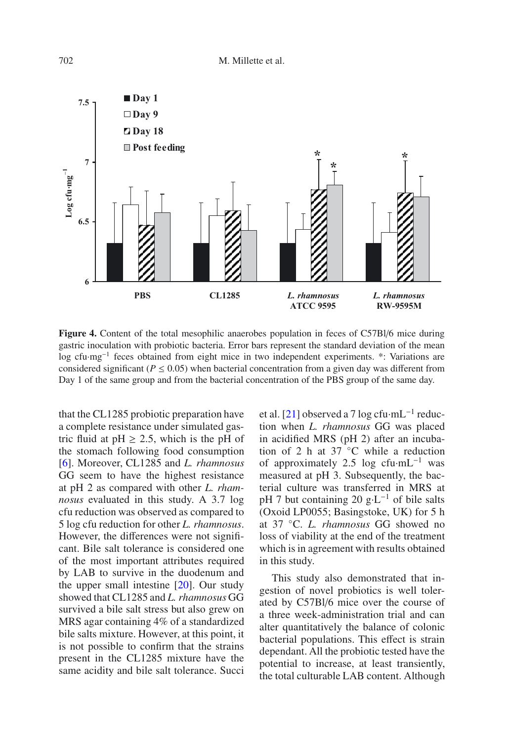**Figure 4.** Content of the total mesophilic anaerobes population in feces of C57Bl/6 mice during gastric inoculation with probiotic bacteria. Error bars represent the standard deviation of the mean log cfu·mg$^{-1}$ feces obtained from eight mice in two independent experiments. *: Variations are considered significant ($P \leq 0.05$) when bacterial concentration from a given day was different from Day 1 of the same group and from the bacterial concentration of the PBS group of the same day.

that the CL1285 probiotic preparation have a complete resistance under simulated gastric fluid at pH ≥ 2.5, which is the pH of the stomach following food consumption [6]. Moreover, CL1285 and *L. rhamnosus* GG seem to have the highest resistance at pH 2 as compared with other *L. rhamnosus* evaluated in this study. A 3.7 log cfu reduction was observed as compared to 5 log cfu reduction for other *L. rhamnosus*. However, the differences were not significant. Bile salt tolerance is considered one of the most important attributes required by LAB to survive in the duodenum and the upper small intestine [20]. Our study showed that CL1285 and *L. rhamnosus* GG survived a bile salt stress but also grew on MRS agar containing 4% of a standardized bile salts mixture. However, at this point, it is not possible to confirm that the strains present in the CL1285 mixture have the same acidity and bile salt tolerance. Succi et al. [21] observed a 7 log cfu·mL$^{-1}$ reduction when *L. rhamnosus* GG was placed in acidified MRS (pH 2) after an incubation of 2 h at 37 °C while a reduction of approximately 2.5 log cfu·mL$^{-1}$ was measured at pH 3. Subsequently, the bacterial culture was transferred in MRS at pH 7 but containing 20 g·L$^{-1}$ of bile salts (Oxoid LP0055; Basingstoke, UK) for 5 h at 37 °C. *L. rhamnosus* GG showed no loss of viability at the end of the treatment which is in agreement with results obtained in this study.

This study also demonstrated that ingestion of novel probiotics is well tolerated by C57Bl/6 mice over the course of a three week-administration trial and can alter quantitatively the balance of colonic bacterial populations. This effect is strain dependant. All the probiotic tested have the potential to increase, at least transiently, the total culturable LAB content. Although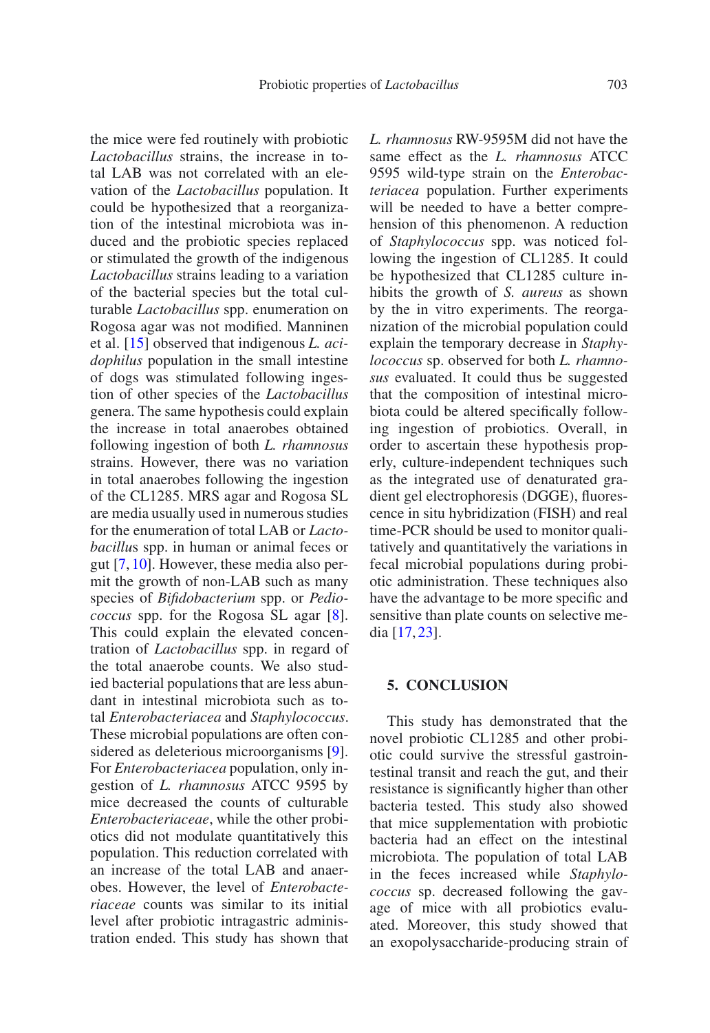the mice were fed routinely with probiotic *Lactobacillus* strains, the increase in total LAB was not correlated with an elevation of the *Lactobacillus* population. It could be hypothesized that a reorganization of the intestinal microbiota was induced and the probiotic species replaced or stimulated the growth of the indigenous *Lactobacillus* strains leading to a variation of the bacterial species but the total culturable *Lactobacillus* spp. enumeration on Rogosa agar was not modified. Manninen et al. [15] observed that indigenous *L. acidophilus* population in the small intestine of dogs was stimulated following ingestion of other species of the *Lactobacillus* genera. The same hypothesis could explain the increase in total anaerobes obtained following ingestion of both *L. rhamnosus* strains. However, there was no variation in total anaerobes following the ingestion of the CL1285. MRS agar and Rogosa SL are media usually used in numerous studies for the enumeration of total LAB or *Lactobacillus* spp. in human or animal feces or gut [7, 10]. However, these media also permit the growth of non-LAB such as many species of *Bifidobacterium* spp. or *Pediococcus* spp. for the Rogosa SL agar [8]. This could explain the elevated concentration of *Lactobacillus* spp. in regard of the total anaerobe counts. We also studied bacterial populations that are less abundant in intestinal microbiota such as total *Enterobacteriacea* and *Staphylococcus*. These microbial populations are often considered as deleterious microorganisms [9]. For *Enterobacteriacea* population, only ingestion of *L. rhamnosus* ATCC 9595 by mice decreased the counts of culturable *Enterobacteriaceae*, while the other probiotics did not modulate quantitatively this population. This reduction correlated with an increase of the total LAB and anaerobes. However, the level of *Enterobacteriaceae* counts was similar to its initial level after probiotic intragastric administration ended. This study has shown that *L. rhamnosus* RW-9595M did not have the same effect as the *L. rhamnosus* ATCC 9595 wild-type strain on the *Enterobacteriacea* population. Further experiments will be needed to have a better comprehension of this phenomenon. A reduction of *Staphylococcus* spp. was noticed following the ingestion of CL1285. It could be hypothesized that CL1285 culture inhibits the growth of *S. aureus* as shown by the in vitro experiments. The reorganization of the microbial population could explain the temporary decrease in *Staphylococcus* sp. observed for both *L. rhamnosus* evaluated. It could thus be suggested that the composition of intestinal microbiota could be altered specifically following ingestion of probiotics. Overall, in order to ascertain these hypothesis properly, culture-independent techniques such as the integrated use of denaturated gradient gel electrophoresis (DGGE), fluorescence in situ hybridization (FISH) and real time-PCR should be used to monitor qualitatively and quantitatively the variations in fecal microbial populations during probiotic administration. These techniques also have the advantage to be more specific and sensitive than plate counts on selective media [17, 23].

## 5. CONCLUSION

This study has demonstrated that the novel probiotic CL1285 and other probiotic could survive the stressful gastrointestinal transit and reach the gut, and their resistance is significantly higher than other bacteria tested. This study also showed that mice supplementation with probiotic bacteria had an effect on the intestinal microbiota. The population of total LAB in the feces increased while *Staphylococcus* sp. decreased following the gavage of mice with all probiotics evaluated. Moreover, this study showed that an exopolysaccharide-producing strain of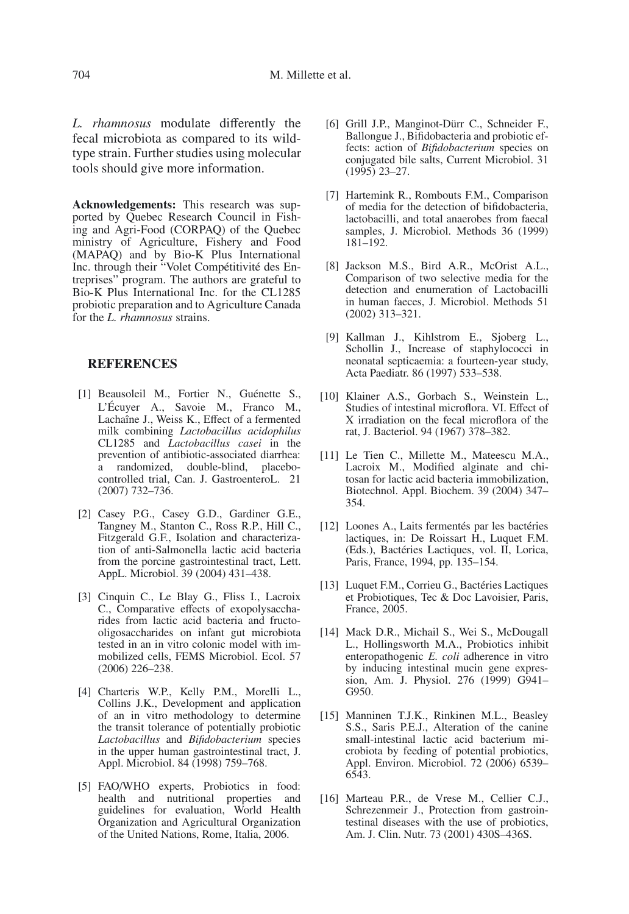*L. rhamnosus* modulate differently the fecal microbiota as compared to its wild-type strain. Further studies using molecular tools should give more information.

**Acknowledgements:** This research was supported by Quebec Research Council in Fishing and Agri-Food (CORPAQ) of the Quebec ministry of Agriculture, Fishery and Food (MAPAQ) and by Bio-K Plus International Inc. through their "Volet Compétitivité des Entreprises" program. The authors are grateful to Bio-K Plus International Inc. for the CL1285 probiotic preparation and to Agriculture Canada for the *L. rhamnosus* strains.

## REFERENCES

[1] Beausoleil M., Fortier N., Guénette S., L'Écuyer A., Savoie M., Franco M., Lachaîne J., Weiss K., Effect of a fermented milk combining *Lactobacillus acidophilus* CL1285 and *Lactobacillus casei* in the prevention of antibiotic-associated diarrhea: a randomized, double-blind, placebo-controlled trial, Can. J. GastroenteroL. 21 (2007) 732–736.

[2] Casey P.G., Casey G.D., Gardiner G.E., Tangney M., Stanton C., Ross R.P., Hill C., Fitzgerald G.F., Isolation and characterization of anti-Salmonella lactic acid bacteria from the porcine gastrointestinal tract, Lett. AppL. Microbiol. 39 (2004) 431–438.

[3] Cinquin C., Le Blay G., Fliss I., Lacroix C., Comparative effects of exopolysaccharides from lactic acid bacteria and fructo-oligosaccharides on infant gut microbiota tested in an in vitro colonic model with immobilized cells, FEMS Microbiol. Ecol. 57 (2006) 226–238.

[4] Charteris W.P., Kelly P.M., Morelli L., Collins J.K., Development and application of an in vitro methodology to determine the transit tolerance of potentially probiotic *Lactobacillus* and *Bifidobacterium* species in the upper human gastrointestinal tract, J. Appl. Microbiol. 84 (1998) 759–768.

[5] FAO/WHO experts, Probiotics in food: health and nutritional properties and guidelines for evaluation, World Health Organization and Agricultural Organization of the United Nations, Rome, Italia, 2006.

[6] Grill J.P., Manginot-Dürr C., Schneider F., Ballongue J., Bifidobacteria and probiotic effects: action of *Bifidobacterium* species on conjugated bile salts, Current Microbiol. 31 (1995) 23–27.

[7] Hartemink R., Rombouts F.M., Comparison of media for the detection of bifidobacteria, lactobacilli, and total anaerobes from faecal samples, J. Microbiol. Methods 36 (1999) 181–192.

[8] Jackson M.S., Bird A.R., McOrist A.L., Comparison of two selective media for the detection and enumeration of Lactobacilli in human faeces, J. Microbiol. Methods 51 (2002) 313–321.

[9] Kallman J., Kihlstrom E., Sjoberg L., Schollin J., Increase of staphylococci in neonatal septicaemia: a fourteen-year study, Acta Paediatr. 86 (1997) 533–538.

[10] Klainer A.S., Gorbach S., Weinstein L., Studies of intestinal microflora. VI. Effect of X irradiation on the fecal microflora of the rat, J. Bacteriol. 94 (1967) 378–382.

[11] Le Tien C., Millette M., Mateescu M.A., Lacroix M., Modified alginate and chitosan for lactic acid bacteria immobilization, Biotechnol. Appl. Biochem. 39 (2004) 347–354.

[12] Loones A., Laits fermentés par les bactéries lactiques, in: De Roissart H., Luquet F.M. (Eds.), Bactéries Lactiques, vol. II, Lorica, Paris, France, 1994, pp. 135–154.

[13] Luquet F.M., Corrieu G., Bactéries Lactiques et Probiotiques, Tec & Doc Lavoisier, Paris, France, 2005.

[14] Mack D.R., Michail S., Wei S., McDougall L., Hollingsworth M.A., Probiotics inhibit enteropathogenic *E. coli* adherence in vitro by inducing intestinal mucin gene expression, Am. J. Physiol. 276 (1999) G941–G950.

[15] Manninen T.J.K., Rinkinen M.L., Beasley S.S., Saris P.E.J., Alteration of the canine small-intestinal lactic acid bacterium microbiota by feeding of potential probiotics, Appl. Environ. Microbiol. 72 (2006) 6539–6543.

[16] Marteau P.R., de Vrese M., Cellier C.J., Schrezenmeir J., Protection from gastrointestinal diseases with the use of probiotics, Am. J. Clin. Nutr. 73 (2001) 430S–436S.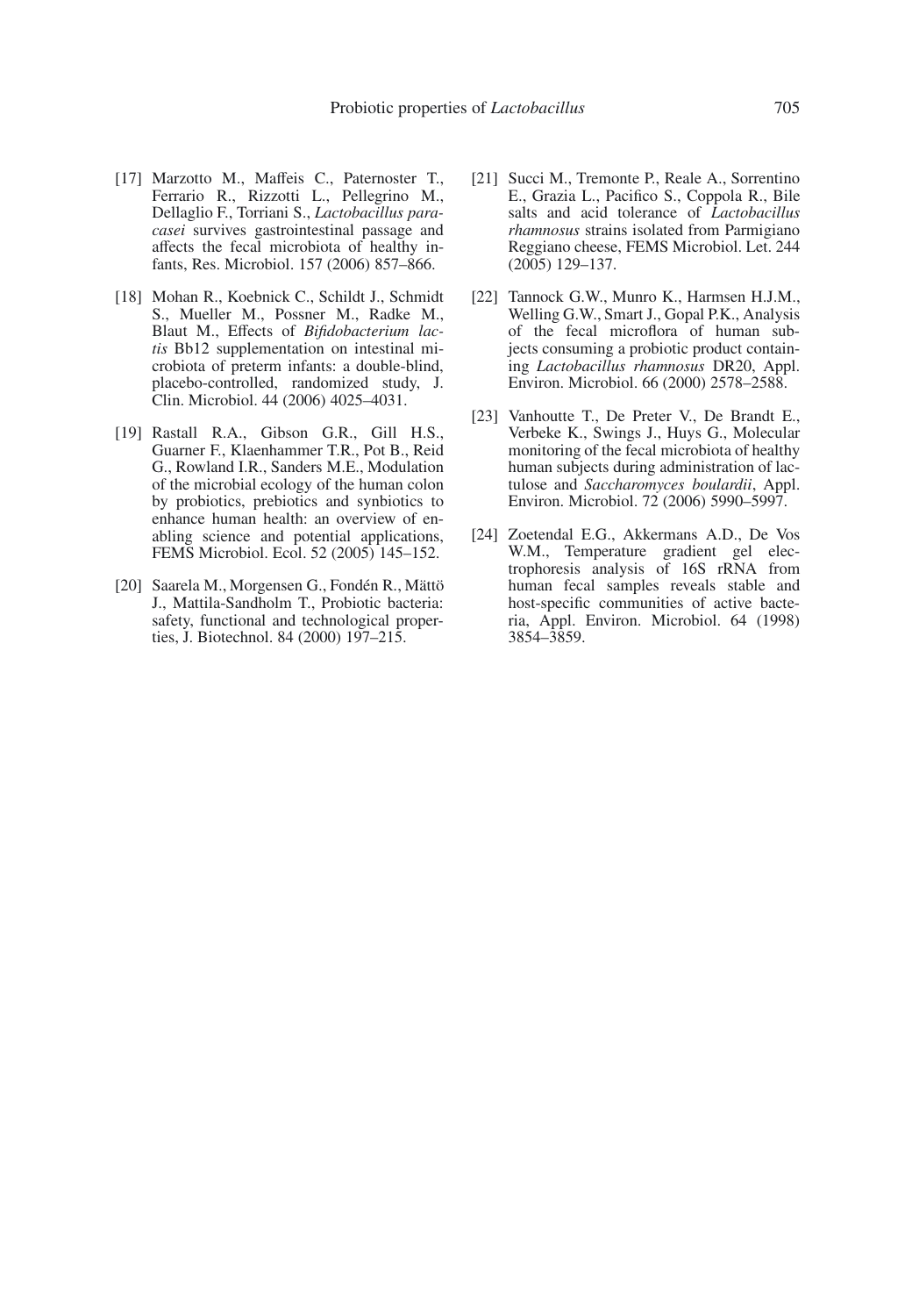[17] Marzotto M., Maffeis C., Paternoster T., Ferrario R., Rizzotti L., Pellegrino M., Dellaglio F., Torriani S., *Lactobacillus paracasei* survives gastrointestinal passage and affects the fecal microbiota of healthy infants, Res. Microbiol. 157 (2006) 857–866.

[18] Mohan R., Koebnick C., Schildt J., Schmidt S., Mueller M., Possner M., Radke M., Blaut M., Effects of *Bifidobacterium lactis* Bb12 supplementation on intestinal microbiota of preterm infants: a double-blind, placebo-controlled, randomized study, J. Clin. Microbiol. 44 (2006) 4025–4031.

[19] Rastall R.A., Gibson G.R., Gill H.S., Guarner F., Klaenhammer T.R., Pot B., Reid G., Rowland I.R., Sanders M.E., Modulation of the microbial ecology of the human colon by probiotics, prebiotics and synbiotics to enhance human health: an overview of enabling science and potential applications, FEMS Microbiol. Ecol. 52 (2005) 145–152.

[20] Saarela M., Morgensen G., Fondén R., Mättö J., Mattila-Sandholm T., Probiotic bacteria: safety, functional and technological properties, J. Biotechnol. 84 (2000) 197–215.

[21] Succi M., Tremonte P., Reale A., Sorrentino E., Grazia L., Pacifico S., Coppola R., Bile salts and acid tolerance of *Lactobacillus rhamnosus* strains isolated from Parmigiano Reggiano cheese, FEMS Microbiol. Let. 244 (2005) 129–137.

[22] Tannock G.W., Munro K., Harmsen H.J.M., Welling G.W., Smart J., Gopal P.K., Analysis of the fecal microflora of human subjects consuming a probiotic product containing *Lactobacillus rhamnosus* DR20, Appl. Environ. Microbiol. 66 (2000) 2578–2588.

[23] Vanhoutte T., De Preter V., De Brandt E., Verbeke K., Swings J., Huys G., Molecular monitoring of the fecal microbiota of healthy human subjects during administration of lactulose and *Saccharomyces boulardii*, Appl. Environ. Microbiol. 72 (2006) 5990–5997.

[24] Zoetendal E.G., Akkermans A.D., De Vos W.M., Temperature gradient gel electrophoresis analysis of 16S rRNA from human fecal samples reveals stable and host-specific communities of active bacteria, Appl. Environ. Microbiol. 64 (1998) 3854–3859.